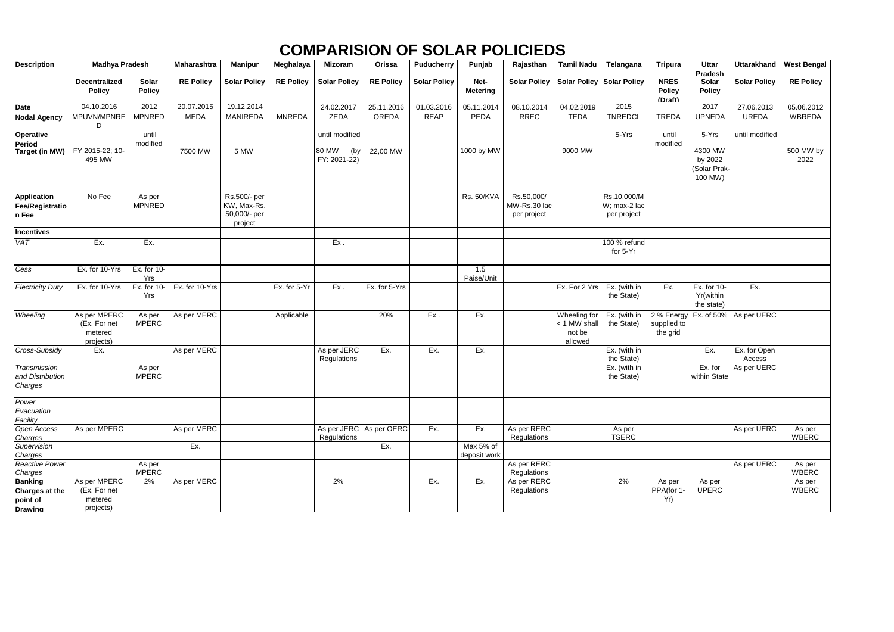# COMPARISION OF SOLAR POLICIEDS

| Description | Madhya Pradesh | | Maharashtra | Manipur | Meghalaya | Mizoram | Orissa | Puducherry | Punjab | Rajasthan | Tamil Nadu | Telangana | Tripura | Uttar Pradesh | Uttarakhand | West Bengal |
|---|---|---|---|---|---|---|---|---|---|---|---|---|---|---|---|---|
| | Decentralized Policy | Solar Policy | RE Policy | Solar Policy | RE Policy | Solar Policy | RE Policy | Solar Policy | Net-Metering | Solar Policy | Solar Policy | Solar Policy | NRES Policy (Draft) | Solar Policy | Solar Policy | RE Policy |
| Date | 04.10.2016 | 2012 | 20.07.2015 | 19.12.2014 | | 24.02.2017 | 25.11.2016 | 01.03.2016 | 05.11.2014 | 08.10.2014 | 04.02.2019 | 2015 | | 2017 | 27.06.2013 | 05.06.2012 |
| Nodal Agency | MPUVN/MPNRED | MPNRED | MEDA | MANIREDA | MNREDA | ZEDA | OREDA | REAP | PEDA | RREC | TEDA | TNREDCL | TREDA | UPNEDA | UREDA | WBREDA |
| Operative Period | | until modified | | | | until modified | | | | | | 5-Yrs | until modified | 5-Yrs | until modified | |
| Target (in MW) | FY 2015-22; 10-495 MW | | 7500 MW | 5 MW | | 80 MW (by FY: 2021-22) | 22,00 MW | | 1000 by MW | | 9000 MW | | | 4300 MW by 2022 (Solar Prak- 100 MW) | | 500 MW by 2022 |
| Application Fee/Registration Fee | No Fee | As per MPNRED | | Rs.500/- per KW, Max-Rs. 50,000/- per project | | | | | Rs. 50/KVA | Rs.50,000/ MW-Rs.30 lac per project | | Rs.10,000/MW; max-2 lac per project | | | | |
| Incentives | | | | | | | | | | | | | | | | |
| *VAT* | Ex. | Ex. | | | | Ex . | | | | | | 100 % refund for 5-Yr | | | | |
| *Cess* | Ex. for 10-Yrs | Ex. for 10-Yrs | | | | | | | 1.5 Paise/Unit | | | | | | | |
| *Electricity Duty* | Ex. for 10-Yrs | Ex. for 10-Yrs | Ex. for 10-Yrs | | Ex. for 5-Yr | Ex . | Ex. for 5-Yrs | | | | Ex. For 2 Yrs | Ex. (with in the State) | Ex. | Ex. for 10-Yr(within the state) | Ex. | |
| *Wheeling* | As per MPERC (Ex. For net metered projects) | As per MPERC | As per MERC | | Applicable | | 20% | Ex . | Ex. | | Wheeling for < 1 MW shall not be allowed | Ex. (with in the State) | 2 % Energy supplied to the grid | Ex. of 50% | As per UERC | |
| *Cross-Subsidy* | Ex. | | As per MERC | | | As per JERC Regulations | Ex. | Ex. | Ex. | | | Ex. (with in the State) | | Ex. | Ex. for Open Access | |
| *Transmission and Distribution Charges* | | As per MPERC | | | | | | | | | | Ex. (with in the State) | | Ex. for within State | As per UERC | |
| *Power Evacuation Facility* | | | | | | | | | | | | | | | | |
| *Open Access Charges* | As per MPERC | | As per MERC | | | As per JERC Regulations | As per OERC | Ex. | Ex. | As per RERC Regulations | | As per TSERC | | | As per UERC | As per WBERC |
| *Supervision Charges* | | | Ex. | | | | Ex. | | Max 5% of deposit work | | | | | | | |
| *Reactive Power Charges* | | As per MPERC | | | | | | | | As per RERC Regulations | | | | | As per UERC | As per WBERC |
| Banking Charges at the point of Drawing | As per MPERC (Ex. For net metered projects) | 2% | As per MERC | | | 2% | | Ex. | Ex. | As per RERC Regulations | | 2% | As per PPA(for 1-Yr) | As per UPERC | | As per WBERC |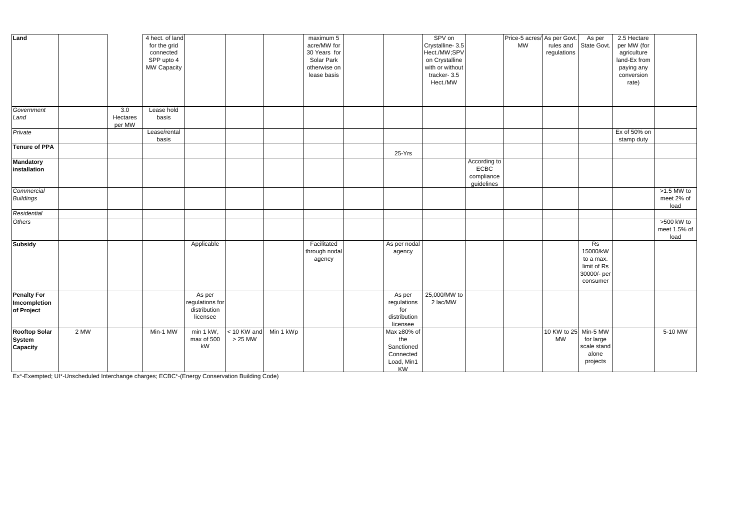| | | | | | | | | | | | | | | | | |
|---|---|---|---|---|---|---|---|---|---|---|---|---|---|---|---|---|
| **Land** | | | 4 hect. of land for the grid connected SPP upto 4 MW Capacity | | | | maximum 5 acre/MW for 30 Years for Solar Park otherwise on lease basis | | | SPV on Crystalline- 3.5 Hect./MW;SPV on Crystalline with or without tracker- 3.5 Hect./MW | | Price-5 acres/ MW | As per Govt. rules and regulations | As per State Govt. | 2.5 Hectare per MW (for agriculture land-Ex from paying any conversion rate) | |
| *Government Land* | | 3.0 Hectares per MW | Lease hold basis | | | | | | | | | | | | | |
| *Private* | | | Lease/rental basis | | | | | | | | | | | | Ex of 50% on stamp duty | |
| **Tenure of PPA** | | | | | | | | | 25-Yrs | | | | | | | |
| **Mandatory installation** | | | | | | | | | | | According to ECBC compliance guidelines | | | | | |
| *Commercial Buildings* | | | | | | | | | | | | | | | | >1.5 MW to meet 2% of load |
| *Residential* | | | | | | | | | | | | | | | | |
| *Others* | | | | | | | | | | | | | | | | >500 kW to meet 1.5% of load |
| **Subsidy** | | | | Applicable | | | Facilitated through nodal agency | | As per nodal agency | | | | | Rs 15000/kW to a max. limit of Rs 30000/- per consumer | | |
| **Penalty For Imcompletion of Project** | | | | As per regulations for distribution licensee | | | | | As per regulations for distribution licensee | 25,000/MW to 2 lac/MW | | | | | | |
| **Rooftop Solar System Capacity** | 2 MW | | Min-1 MW | min 1 kW, max of 500 kW | < 10 KW and > 25 MW | Min 1 kWp | | | Max ≥80% of the Sanctioned Connected Load, Min1 KW | | | | 10 KW to 25 MW | Min-5 MW for large scale stand alone projects | | 5-10 MW |

Ex*-Exempted; UI*-Unscheduled Interchange charges; ECBC*-(Energy Conservation Building Code)